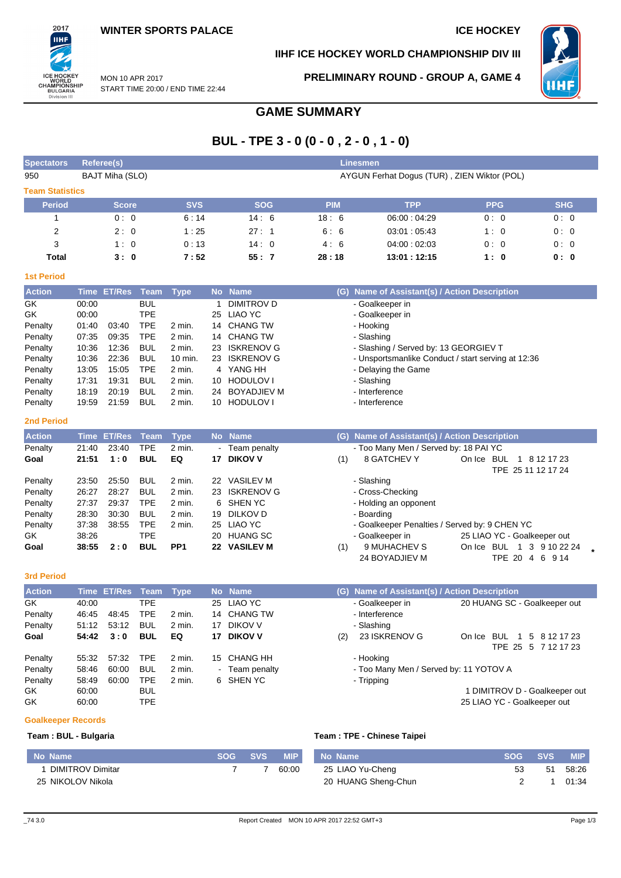WINTER SPORTS PALACE

ICE HOCKEY

IIHF ICE HOCKEY WORLD CHAMPIONSHIP DIV III

MON 10 APR 2017
START TIME 20:00 / END TIME 22:44

PRELIMINARY ROUND - GROUP A, GAME 4

# GAME SUMMARY

## BUL - TPE 3 - 0 (0 - 0 , 2 - 0 , 1 - 0)

| Spectators | Referee(s) | Linesmen |
|---|---|---|
| 950 | BAJT Miha (SLO) | AYGUN Ferhat Dogus (TUR) , ZIEN Wiktor (POL) |

### Team Statistics

| Period | Score | SVS | SOG | PIM | TPP | PPG | SHG |
|---|---|---|---|---|---|---|---|
| 1 | 0 : 0 | 6 : 14 | 14 : 6 | 18 : 6 | 06:00 : 04:29 | 0 : 0 | 0 : 0 |
| 2 | 2 : 0 | 1 : 25 | 27 : 1 | 6 : 6 | 03:01 : 05:43 | 1 : 0 | 0 : 0 |
| 3 | 1 : 0 | 0 : 13 | 14 : 0 | 4 : 6 | 04:00 : 02:03 | 0 : 0 | 0 : 0 |
| **Total** | **3 : 0** | **7 : 52** | **55 : 7** | **28 : 18** | **13:01 : 12:15** | **1 : 0** | **0 : 0** |

### 1st Period

| Action | Time | ET/Res | Team | Type | No | Name | (G) | Name of Assistant(s) / Action Description | |
|---|---|---|---|---|---|---|---|---|---|
| GK | 00:00 | | BUL | | 1 | DIMITROV D | | - Goalkeeper in | |
| GK | 00:00 | | TPE | | 25 | LIAO YC | | - Goalkeeper in | |
| Penalty | 01:40 | 03:40 | TPE | 2 min. | 14 | CHANG TW | | - Hooking | |
| Penalty | 07:35 | 09:35 | TPE | 2 min. | 14 | CHANG TW | | - Slashing | |
| Penalty | 10:36 | 12:36 | BUL | 2 min. | 23 | ISKRENOV G | | - Slashing / Served by: 13 GEORGIEV T | |
| Penalty | 10:36 | 22:36 | BUL | 10 min. | 23 | ISKRENOV G | | - Unsportsmanlike Conduct / start serving at 12:36 | |
| Penalty | 13:05 | 15:05 | TPE | 2 min. | 4 | YANG HH | | - Delaying the Game | |
| Penalty | 17:31 | 19:31 | BUL | 2 min. | 10 | HODULOV I | | - Slashing | |
| Penalty | 18:19 | 20:19 | BUL | 2 min. | 24 | BOYADJIEV M | | - Interference | |
| Penalty | 19:59 | 21:59 | BUL | 2 min. | 10 | HODULOV I | | - Interference | |

### 2nd Period

| Action | Time | ET/Res | Team | Type | No | Name | (G) | Name of Assistant(s) / Action Description | |
|---|---|---|---|---|---|---|---|---|---|
| Penalty | 21:40 | 23:40 | TPE | 2 min. | - | Team penalty | | - Too Many Men / Served by: 18 PAI YC | |
| **Goal** | **21:51** | **1 : 0** | **BUL** | **EQ** | **17** | **DIKOV V** | (1) | 8 GATCHEV Y | On Ice BUL 1 8 12 17 23 TPE 25 11 12 17 24 |
| Penalty | 23:50 | 25:50 | BUL | 2 min. | 22 | VASILEV M | | - Slashing | |
| Penalty | 26:27 | 28:27 | BUL | 2 min. | 23 | ISKRENOV G | | - Cross-Checking | |
| Penalty | 27:37 | 29:37 | TPE | 2 min. | 6 | SHEN YC | | - Holding an opponent | |
| Penalty | 28:30 | 30:30 | BUL | 2 min. | 19 | DILKOV D | | - Boarding | |
| Penalty | 37:38 | 38:55 | TPE | 2 min. | 25 | LIAO YC | | - Goalkeeper Penalties / Served by: 9 CHEN YC | |
| GK | 38:26 | | TPE | | 20 | HUANG SC | | - Goalkeeper in | 25 LIAO YC - Goalkeeper out |
| **Goal** | **38:55** | **2 : 0** | **BUL** | **PP1** | **22** | **VASILEV M** | (1) | 9 MUHACHEV S, 24 BOYADJIEV M | On Ice BUL 1 3 9 10 22 24 TPE 20 4 6 9 14 * |

### 3rd Period

| Action | Time | ET/Res | Team | Type | No | Name | (G) | Name of Assistant(s) / Action Description | |
|---|---|---|---|---|---|---|---|---|---|
| GK | 40:00 | | TPE | | 25 | LIAO YC | | - Goalkeeper in | 20 HUANG SC - Goalkeeper out |
| Penalty | 46:45 | 48:45 | TPE | 2 min. | 14 | CHANG TW | | - Interference | |
| Penalty | 51:12 | 53:12 | BUL | 2 min. | 17 | DIKOV V | | - Slashing | |
| **Goal** | **54:42** | **3 : 0** | **BUL** | **EQ** | **17** | **DIKOV V** | (2) | 23 ISKRENOV G | On Ice BUL 1 5 8 12 17 23 TPE 25 5 7 12 17 23 |
| Penalty | 55:32 | 57:32 | TPE | 2 min. | 15 | CHANG HH | | - Hooking | |
| Penalty | 58:46 | 60:00 | BUL | 2 min. | - | Team penalty | | - Too Many Men / Served by: 11 YOTOV A | |
| Penalty | 58:49 | 60:00 | TPE | 2 min. | 6 | SHEN YC | | - Tripping | |
| GK | 60:00 | | BUL | | | | | | 1 DIMITROV D - Goalkeeper out |
| GK | 60:00 | | TPE | | | | | | 25 LIAO YC - Goalkeeper out |

### Goalkeeper Records

**Team : BUL - Bulgaria**

| No | Name | SOG | SVS | MIP |
|---|---|---|---|---|
| 1 | DIMITROV Dimitar | 7 | 7 | 60:00 |
| 25 | NIKOLOV Nikola | | | |

**Team : TPE - Chinese Taipei**

| No | Name | SOG | SVS | MIP |
|---|---|---|---|---|
| 25 | LIAO Yu-Cheng | 53 | 51 | 58:26 |
| 20 | HUANG Sheng-Chun | 2 | 1 | 01:34 |

_74 3.0 Report Created MON 10 APR 2017 22:52 GMT+3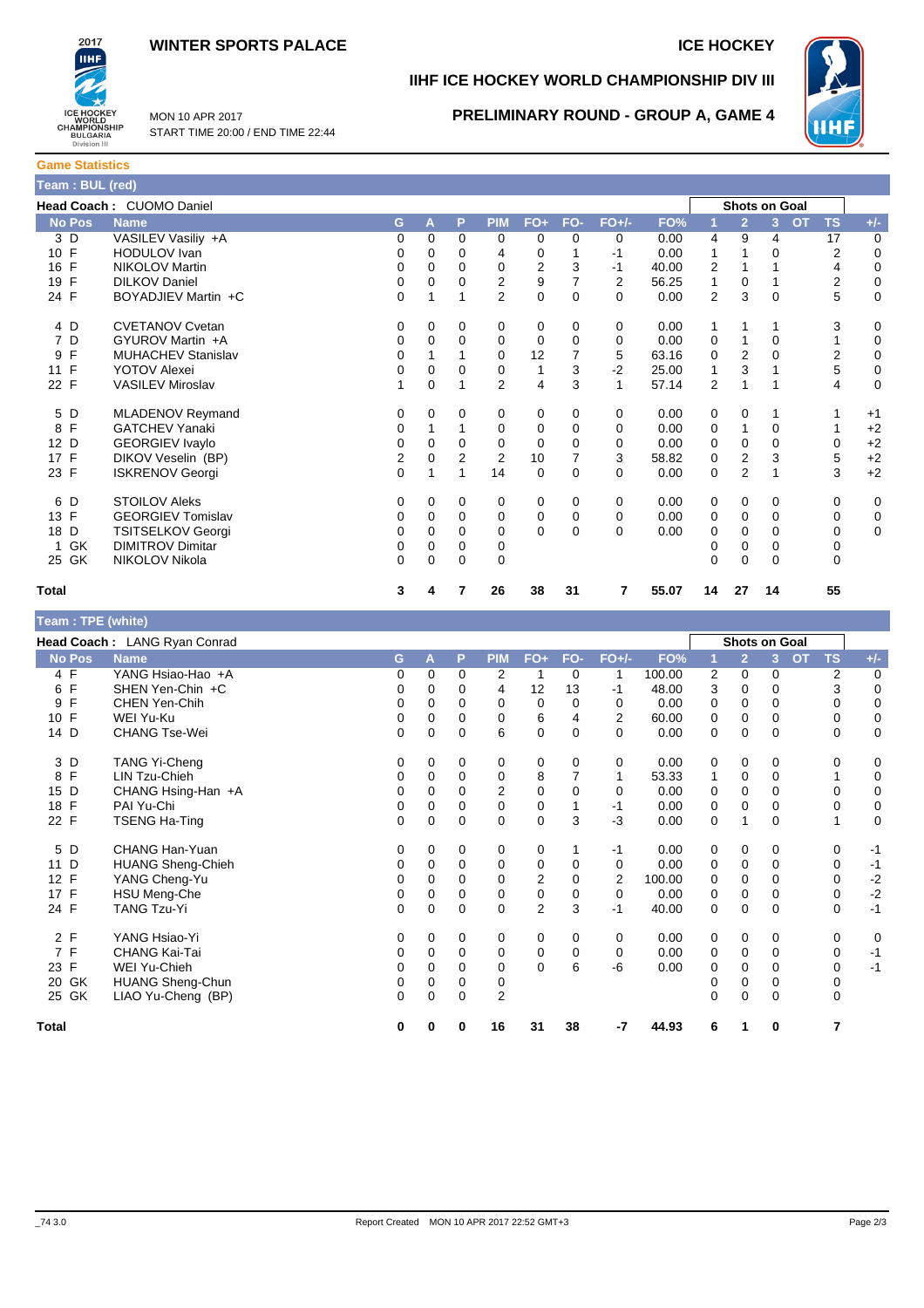**WINTER SPORTS PALACE** | **ICE HOCKEY**

# IIHF ICE HOCKEY WORLD CHAMPIONSHIP DIV III

MON 10 APR 2017
START TIME 20:00 / END TIME 22:44

## PRELIMINARY ROUND - GROUP A, GAME 4

### Game Statistics

**Team : BUL (red)**

**Head Coach :** CUOMO Daniel

| No | Pos | Name | G | A | P | PIM | FO+ | FO- | FO+/- | FO% | Shots on Goal 1 | 2 | 3 | OT | TS | +/- |
|---|---|---|---|---|---|---|---|---|---|---|---|---|---|---|---|---|
| 3 | D | VASILEV Vasiliy +A | 0 | 0 | 0 | 0 | 0 | 0 | 0 | 0.00 | 4 | 9 | 4 | | 17 | 0 |
| 10 | F | HODULOV Ivan | 0 | 0 | 0 | 4 | 0 | 1 | -1 | 0.00 | 1 | 1 | 0 | | 2 | 0 |
| 16 | F | NIKOLOV Martin | 0 | 0 | 0 | 0 | 2 | 3 | -1 | 40.00 | 2 | 1 | 1 | | 4 | 0 |
| 19 | F | DILKOV Daniel | 0 | 0 | 0 | 2 | 9 | 7 | 2 | 56.25 | 1 | 0 | 1 | | 2 | 0 |
| 24 | F | BOYADJIEV Martin +C | 0 | 1 | 1 | 2 | 0 | 0 | 0 | 0.00 | 2 | 3 | 0 | | 5 | 0 |
| 4 | D | CVETANOV Cvetan | 0 | 0 | 0 | 0 | 0 | 0 | 0 | 0.00 | 1 | 1 | 1 | | 3 | 0 |
| 7 | D | GYUROV Martin +A | 0 | 0 | 0 | 0 | 0 | 0 | 0 | 0.00 | 0 | 1 | 0 | | 1 | 0 |
| 9 | F | MUHACHEV Stanislav | 0 | 1 | 1 | 0 | 12 | 7 | 5 | 63.16 | 0 | 2 | 0 | | 2 | 0 |
| 11 | F | YOTOV Alexei | 0 | 0 | 0 | 0 | 1 | 3 | -2 | 25.00 | 1 | 3 | 1 | | 5 | 0 |
| 22 | F | VASILEV Miroslav | 1 | 0 | 1 | 2 | 4 | 3 | 1 | 57.14 | 2 | 1 | 1 | | 4 | 0 |
| 5 | D | MLADENOV Reymand | 0 | 0 | 0 | 0 | 0 | 0 | 0 | 0.00 | 0 | 0 | 1 | | 1 | +1 |
| 8 | F | GATCHEV Yanaki | 0 | 1 | 1 | 0 | 0 | 0 | 0 | 0.00 | 0 | 1 | 0 | | 1 | +2 |
| 12 | D | GEORGIEV Ivaylo | 0 | 0 | 0 | 0 | 0 | 0 | 0 | 0.00 | 0 | 0 | 0 | | 0 | +2 |
| 17 | F | DIKOV Veselin (BP) | 2 | 0 | 2 | 2 | 10 | 7 | 3 | 58.82 | 0 | 2 | 3 | | 5 | +2 |
| 23 | F | ISKRENOV Georgi | 0 | 1 | 1 | 14 | 0 | 0 | 0 | 0.00 | 0 | 2 | 1 | | 3 | +2 |
| 6 | D | STOILOV Aleks | 0 | 0 | 0 | 0 | 0 | 0 | 0 | 0.00 | 0 | 0 | 0 | | 0 | 0 |
| 13 | F | GEORGIEV Tomislav | 0 | 0 | 0 | 0 | 0 | 0 | 0 | 0.00 | 0 | 0 | 0 | | 0 | 0 |
| 18 | D | TSITSELKOV Georgi | 0 | 0 | 0 | 0 | 0 | 0 | 0 | 0.00 | 0 | 0 | 0 | | 0 | 0 |
| 1 | GK | DIMITROV Dimitar | 0 | 0 | 0 | 0 | | | | | 0 | 0 | 0 | | 0 | |
| 25 | GK | NIKOLOV Nikola | 0 | 0 | 0 | 0 | | | | | 0 | 0 | 0 | | 0 | |
| **Total** | | | **3** | **4** | **7** | **26** | **38** | **31** | **7** | **55.07** | **14** | **27** | **14** | | **55** | |

**Team : TPE (white)**

**Head Coach :** LANG Ryan Conrad

| No | Pos | Name | G | A | P | PIM | FO+ | FO- | FO+/- | FO% | Shots on Goal 1 | 2 | 3 | OT | TS | +/- |
|---|---|---|---|---|---|---|---|---|---|---|---|---|---|---|---|---|
| 4 | F | YANG Hsiao-Hao +A | 0 | 0 | 0 | 2 | 1 | 0 | 1 | 100.00 | 2 | 0 | 0 | | 2 | 0 |
| 6 | F | SHEN Yen-Chin +C | 0 | 0 | 0 | 4 | 12 | 13 | -1 | 48.00 | 3 | 0 | 0 | | 3 | 0 |
| 9 | F | CHEN Yen-Chih | 0 | 0 | 0 | 0 | 0 | 0 | 0 | 0.00 | 0 | 0 | 0 | | 0 | 0 |
| 10 | F | WEI Yu-Ku | 0 | 0 | 0 | 0 | 6 | 4 | 2 | 60.00 | 0 | 0 | 0 | | 0 | 0 |
| 14 | D | CHANG Tse-Wei | 0 | 0 | 0 | 6 | 0 | 0 | 0 | 0.00 | 0 | 0 | 0 | | 0 | 0 |
| 3 | D | TANG Yi-Cheng | 0 | 0 | 0 | 0 | 0 | 0 | 0 | 0.00 | 0 | 0 | 0 | | 0 | 0 |
| 8 | F | LIN Tzu-Chieh | 0 | 0 | 0 | 0 | 8 | 7 | 1 | 53.33 | 1 | 0 | 0 | | 1 | 0 |
| 15 | D | CHANG Hsing-Han +A | 0 | 0 | 0 | 2 | 0 | 0 | 0 | 0.00 | 0 | 0 | 0 | | 0 | 0 |
| 18 | F | PAI Yu-Chi | 0 | 0 | 0 | 0 | 0 | 1 | -1 | 0.00 | 0 | 0 | 0 | | 0 | 0 |
| 22 | F | TSENG Ha-Ting | 0 | 0 | 0 | 0 | 0 | 3 | -3 | 0.00 | 0 | 1 | 0 | | 1 | 0 |
| 5 | D | CHANG Han-Yuan | 0 | 0 | 0 | 0 | 0 | 1 | -1 | 0.00 | 0 | 0 | 0 | | 0 | -1 |
| 11 | D | HUANG Sheng-Chieh | 0 | 0 | 0 | 0 | 0 | 0 | 0 | 0.00 | 0 | 0 | 0 | | 0 | -1 |
| 12 | F | YANG Cheng-Yu | 0 | 0 | 0 | 0 | 2 | 0 | 2 | 100.00 | 0 | 0 | 0 | | 0 | -2 |
| 17 | F | HSU Meng-Che | 0 | 0 | 0 | 0 | 0 | 0 | 0 | 0.00 | 0 | 0 | 0 | | 0 | -2 |
| 24 | F | TANG Tzu-Yi | 0 | 0 | 0 | 0 | 2 | 3 | -1 | 40.00 | 0 | 0 | 0 | | 0 | -1 |
| 2 | F | YANG Hsiao-Yi | 0 | 0 | 0 | 0 | 0 | 0 | 0 | 0.00 | 0 | 0 | 0 | | 0 | 0 |
| 7 | F | CHANG Kai-Tai | 0 | 0 | 0 | 0 | 0 | 0 | 0 | 0.00 | 0 | 0 | 0 | | 0 | -1 |
| 23 | F | WEI Yu-Chieh | 0 | 0 | 0 | 0 | 0 | 6 | -6 | 0.00 | 0 | 0 | 0 | | 0 | -1 |
| 20 | GK | HUANG Sheng-Chun | 0 | 0 | 0 | 0 | | | | | 0 | 0 | 0 | | 0 | |
| 25 | GK | LIAO Yu-Cheng (BP) | 0 | 0 | 0 | 2 | | | | | 0 | 0 | 0 | | 0 | |
| **Total** | | | **0** | **0** | **0** | **16** | **31** | **38** | **-7** | **44.93** | **6** | **1** | **0** | | **7** | |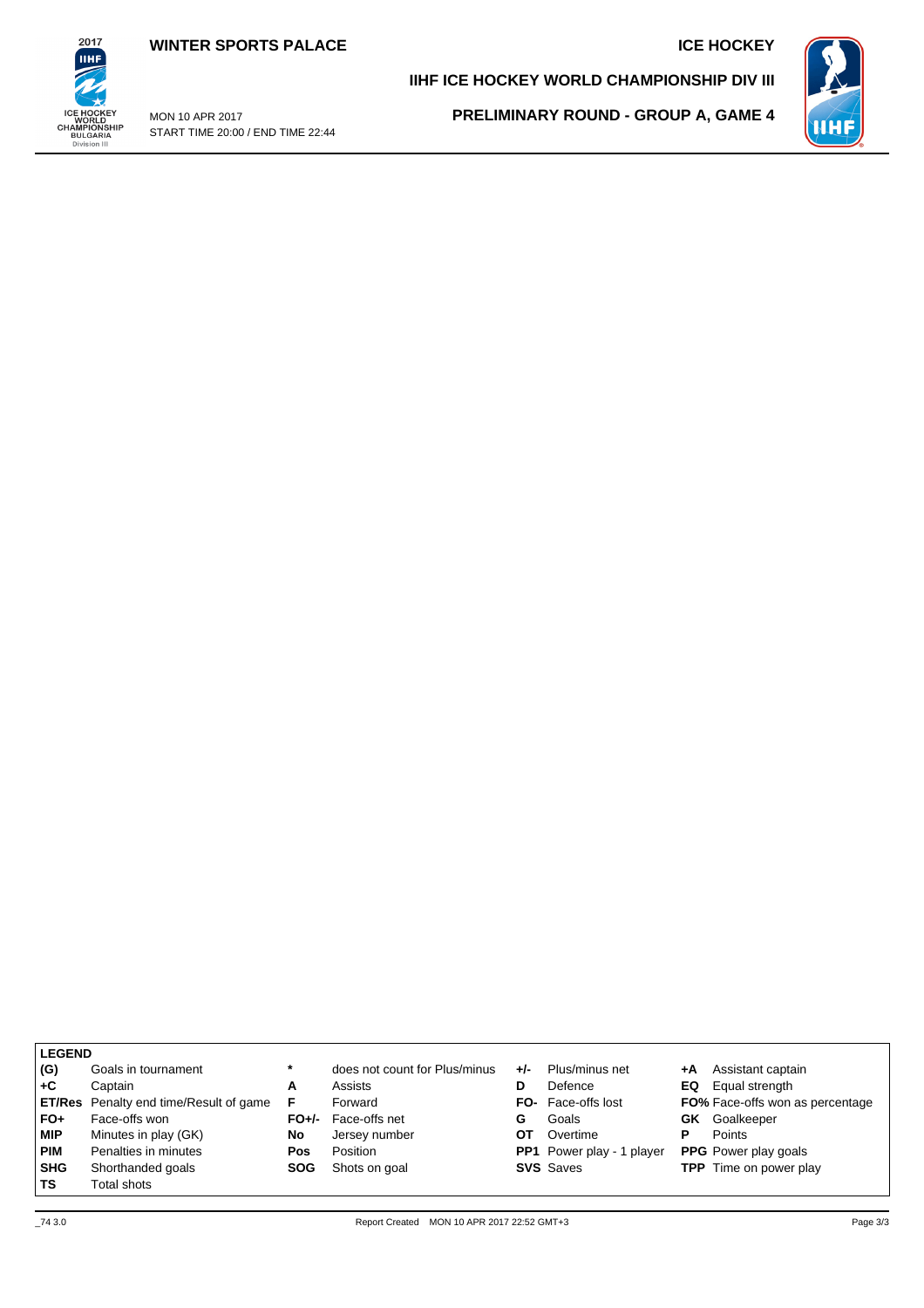WINTER SPORTS PALACE

ICE HOCKEY

IIHF ICE HOCKEY WORLD CHAMPIONSHIP DIV III

MON 10 APR 2017
START TIME 20:00 / END TIME 22:44

PRELIMINARY ROUND - GROUP A, GAME 4

**LEGEND**

| | | | | | | | |
|---|---|---|---|---|---|---|---|
| **(G)** | Goals in tournament | ***** | does not count for Plus/minus | **+/-** | Plus/minus net | **+A** | Assistant captain |
| **+C** | Captain | **A** | Assists | **D** | Defence | **EQ** | Equal strength |
| **ET/Res** | Penalty end time/Result of game | **F** | Forward | **FO-** | Face-offs lost | **FO%** | Face-offs won as percentage |
| **FO+** | Face-offs won | **FO+/-** | Face-offs net | **G** | Goals | **GK** | Goalkeeper |
| **MIP** | Minutes in play (GK) | **No** | Jersey number | **OT** | Overtime | **P** | Points |
| **PIM** | Penalties in minutes | **Pos** | Position | **PP1** | Power play - 1 player | **PPG** | Power play goals |
| **SHG** | Shorthanded goals | **SOG** | Shots on goal | **SVS** | Saves | **TPP** | Time on power play |
| **TS** | Total shots | | | | | | |

_74 3.0

Report Created MON 10 APR 2017 22:52 GMT+3